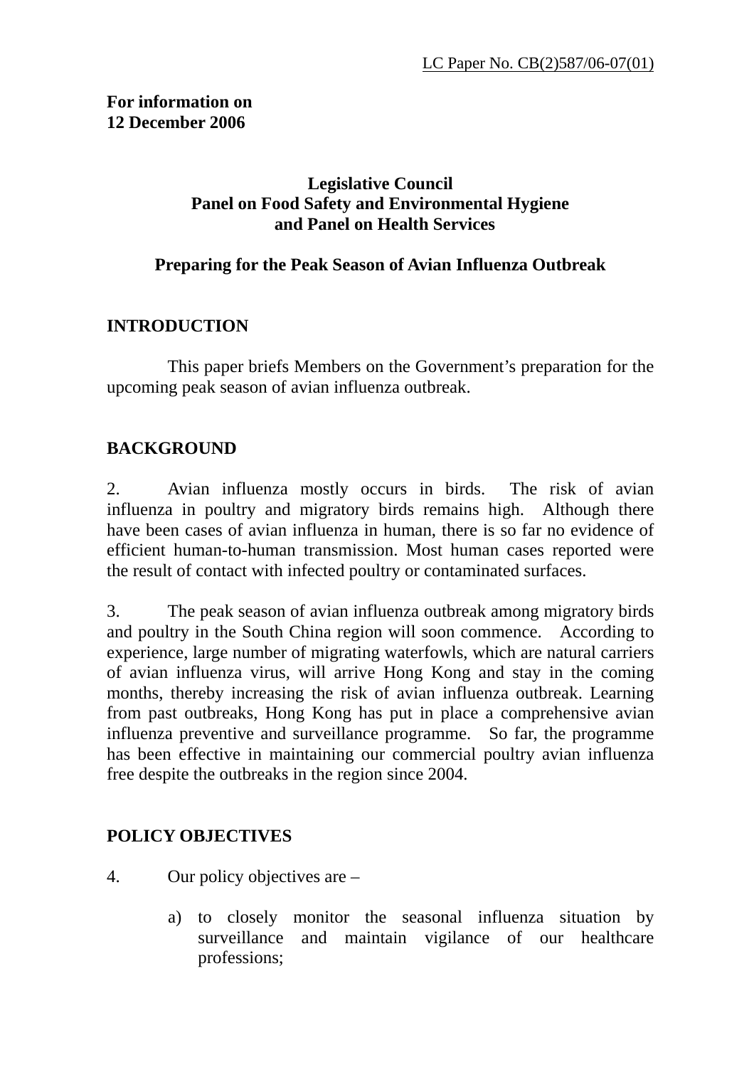LC Paper No. CB(2)587/06-07(01)

**For information on**
**12 December 2006**

**Legislative Council**
**Panel on Food Safety and Environmental Hygiene**
**and Panel on Health Services**

**Preparing for the Peak Season of Avian Influenza Outbreak**

## INTRODUCTION

This paper briefs Members on the Government's preparation for the upcoming peak season of avian influenza outbreak.

## BACKGROUND

2. Avian influenza mostly occurs in birds. The risk of avian influenza in poultry and migratory birds remains high. Although there have been cases of avian influenza in human, there is so far no evidence of efficient human-to-human transmission. Most human cases reported were the result of contact with infected poultry or contaminated surfaces.

3. The peak season of avian influenza outbreak among migratory birds and poultry in the South China region will soon commence. According to experience, large number of migrating waterfowls, which are natural carriers of avian influenza virus, will arrive Hong Kong and stay in the coming months, thereby increasing the risk of avian influenza outbreak. Learning from past outbreaks, Hong Kong has put in place a comprehensive avian influenza preventive and surveillance programme. So far, the programme has been effective in maintaining our commercial poultry avian influenza free despite the outbreaks in the region since 2004.

## POLICY OBJECTIVES

4. Our policy objectives are –

a) to closely monitor the seasonal influenza situation by surveillance and maintain vigilance of our healthcare professions;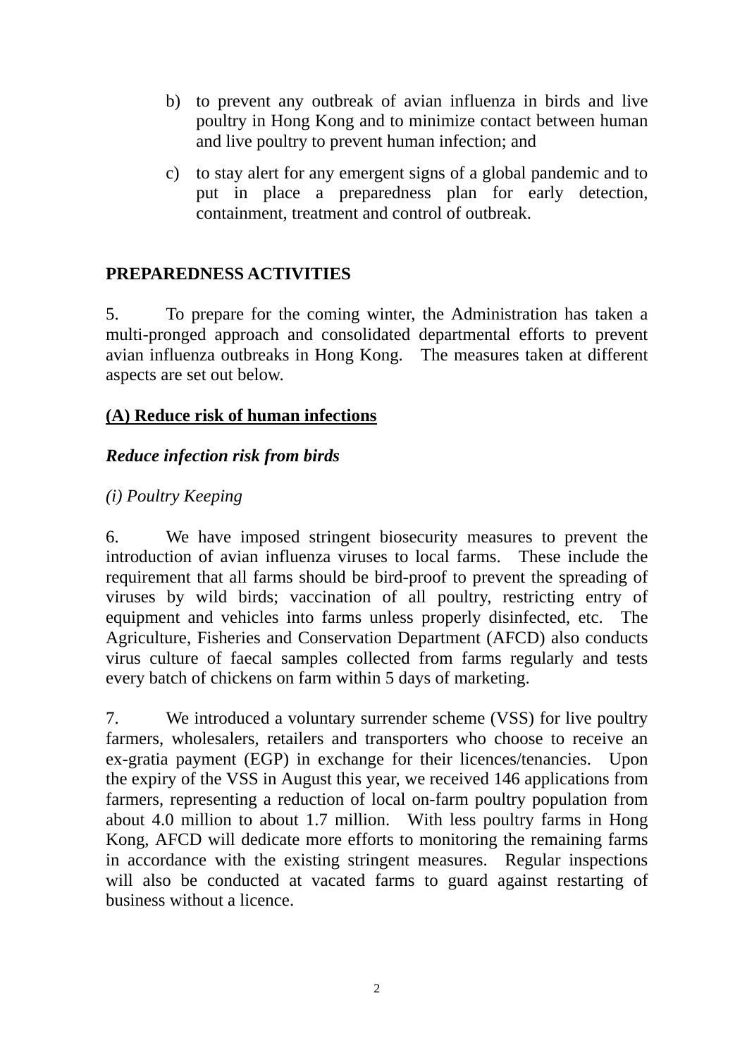b) to prevent any outbreak of avian influenza in birds and live poultry in Hong Kong and to minimize contact between human and live poultry to prevent human infection; and

c) to stay alert for any emergent signs of a global pandemic and to put in place a preparedness plan for early detection, containment, treatment and control of outbreak.

**PREPAREDNESS ACTIVITIES**

5. To prepare for the coming winter, the Administration has taken a multi-pronged approach and consolidated departmental efforts to prevent avian influenza outbreaks in Hong Kong. The measures taken at different aspects are set out below.

**(A) Reduce risk of human infections**

***Reduce infection risk from birds***

*(i) Poultry Keeping*

6. We have imposed stringent biosecurity measures to prevent the introduction of avian influenza viruses to local farms. These include the requirement that all farms should be bird-proof to prevent the spreading of viruses by wild birds; vaccination of all poultry, restricting entry of equipment and vehicles into farms unless properly disinfected, etc. The Agriculture, Fisheries and Conservation Department (AFCD) also conducts virus culture of faecal samples collected from farms regularly and tests every batch of chickens on farm within 5 days of marketing.

7. We introduced a voluntary surrender scheme (VSS) for live poultry farmers, wholesalers, retailers and transporters who choose to receive an ex-gratia payment (EGP) in exchange for their licences/tenancies. Upon the expiry of the VSS in August this year, we received 146 applications from farmers, representing a reduction of local on-farm poultry population from about 4.0 million to about 1.7 million. With less poultry farms in Hong Kong, AFCD will dedicate more efforts to monitoring the remaining farms in accordance with the existing stringent measures. Regular inspections will also be conducted at vacated farms to guard against restarting of business without a licence.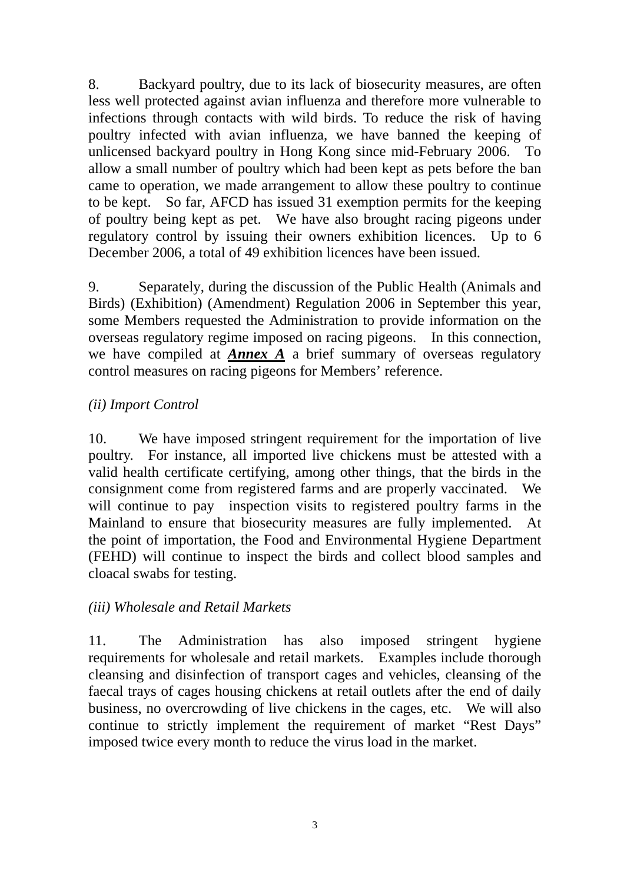8. Backyard poultry, due to its lack of biosecurity measures, are often less well protected against avian influenza and therefore more vulnerable to infections through contacts with wild birds. To reduce the risk of having poultry infected with avian influenza, we have banned the keeping of unlicensed backyard poultry in Hong Kong since mid-February 2006. To allow a small number of poultry which had been kept as pets before the ban came to operation, we made arrangement to allow these poultry to continue to be kept. So far, AFCD has issued 31 exemption permits for the keeping of poultry being kept as pet. We have also brought racing pigeons under regulatory control by issuing their owners exhibition licences. Up to 6 December 2006, a total of 49 exhibition licences have been issued.

9. Separately, during the discussion of the Public Health (Animals and Birds) (Exhibition) (Amendment) Regulation 2006 in September this year, some Members requested the Administration to provide information on the overseas regulatory regime imposed on racing pigeons. In this connection, we have compiled at ***Annex A*** a brief summary of overseas regulatory control measures on racing pigeons for Members' reference.

*(ii) Import Control*

10. We have imposed stringent requirement for the importation of live poultry. For instance, all imported live chickens must be attested with a valid health certificate certifying, among other things, that the birds in the consignment come from registered farms and are properly vaccinated. We will continue to pay inspection visits to registered poultry farms in the Mainland to ensure that biosecurity measures are fully implemented. At the point of importation, the Food and Environmental Hygiene Department (FEHD) will continue to inspect the birds and collect blood samples and cloacal swabs for testing.

*(iii) Wholesale and Retail Markets*

11. The Administration has also imposed stringent hygiene requirements for wholesale and retail markets. Examples include thorough cleansing and disinfection of transport cages and vehicles, cleansing of the faecal trays of cages housing chickens at retail outlets after the end of daily business, no overcrowding of live chickens in the cages, etc. We will also continue to strictly implement the requirement of market "Rest Days" imposed twice every month to reduce the virus load in the market.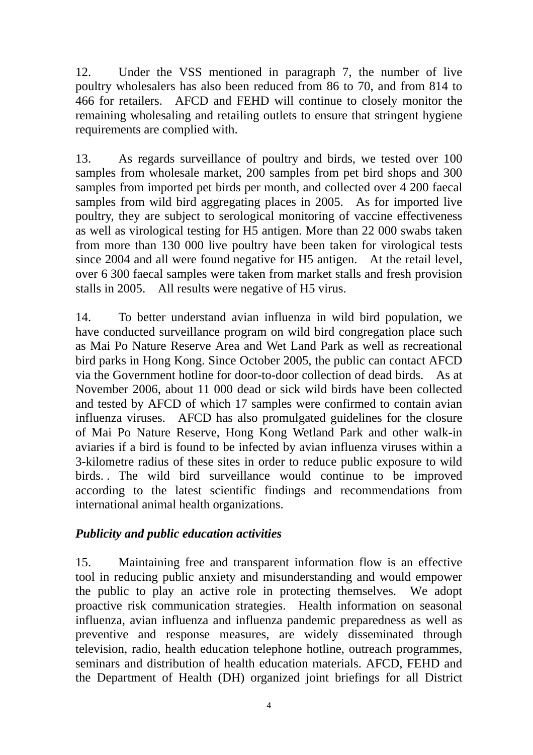12. Under the VSS mentioned in paragraph 7, the number of live poultry wholesalers has also been reduced from 86 to 70, and from 814 to 466 for retailers. AFCD and FEHD will continue to closely monitor the remaining wholesaling and retailing outlets to ensure that stringent hygiene requirements are complied with.

13. As regards surveillance of poultry and birds, we tested over 100 samples from wholesale market, 200 samples from pet bird shops and 300 samples from imported pet birds per month, and collected over 4 200 faecal samples from wild bird aggregating places in 2005. As for imported live poultry, they are subject to serological monitoring of vaccine effectiveness as well as virological testing for H5 antigen. More than 22 000 swabs taken from more than 130 000 live poultry have been taken for virological tests since 2004 and all were found negative for H5 antigen. At the retail level, over 6 300 faecal samples were taken from market stalls and fresh provision stalls in 2005. All results were negative of H5 virus.

14. To better understand avian influenza in wild bird population, we have conducted surveillance program on wild bird congregation place such as Mai Po Nature Reserve Area and Wet Land Park as well as recreational bird parks in Hong Kong. Since October 2005, the public can contact AFCD via the Government hotline for door-to-door collection of dead birds. As at November 2006, about 11 000 dead or sick wild birds have been collected and tested by AFCD of which 17 samples were confirmed to contain avian influenza viruses. AFCD has also promulgated guidelines for the closure of Mai Po Nature Reserve, Hong Kong Wetland Park and other walk-in aviaries if a bird is found to be infected by avian influenza viruses within a 3-kilometre radius of these sites in order to reduce public exposure to wild birds. . The wild bird surveillance would continue to be improved according to the latest scientific findings and recommendations from international animal health organizations.

***Publicity and public education activities***

15. Maintaining free and transparent information flow is an effective tool in reducing public anxiety and misunderstanding and would empower the public to play an active role in protecting themselves. We adopt proactive risk communication strategies. Health information on seasonal influenza, avian influenza and influenza pandemic preparedness as well as preventive and response measures, are widely disseminated through television, radio, health education telephone hotline, outreach programmes, seminars and distribution of health education materials. AFCD, FEHD and the Department of Health (DH) organized joint briefings for all District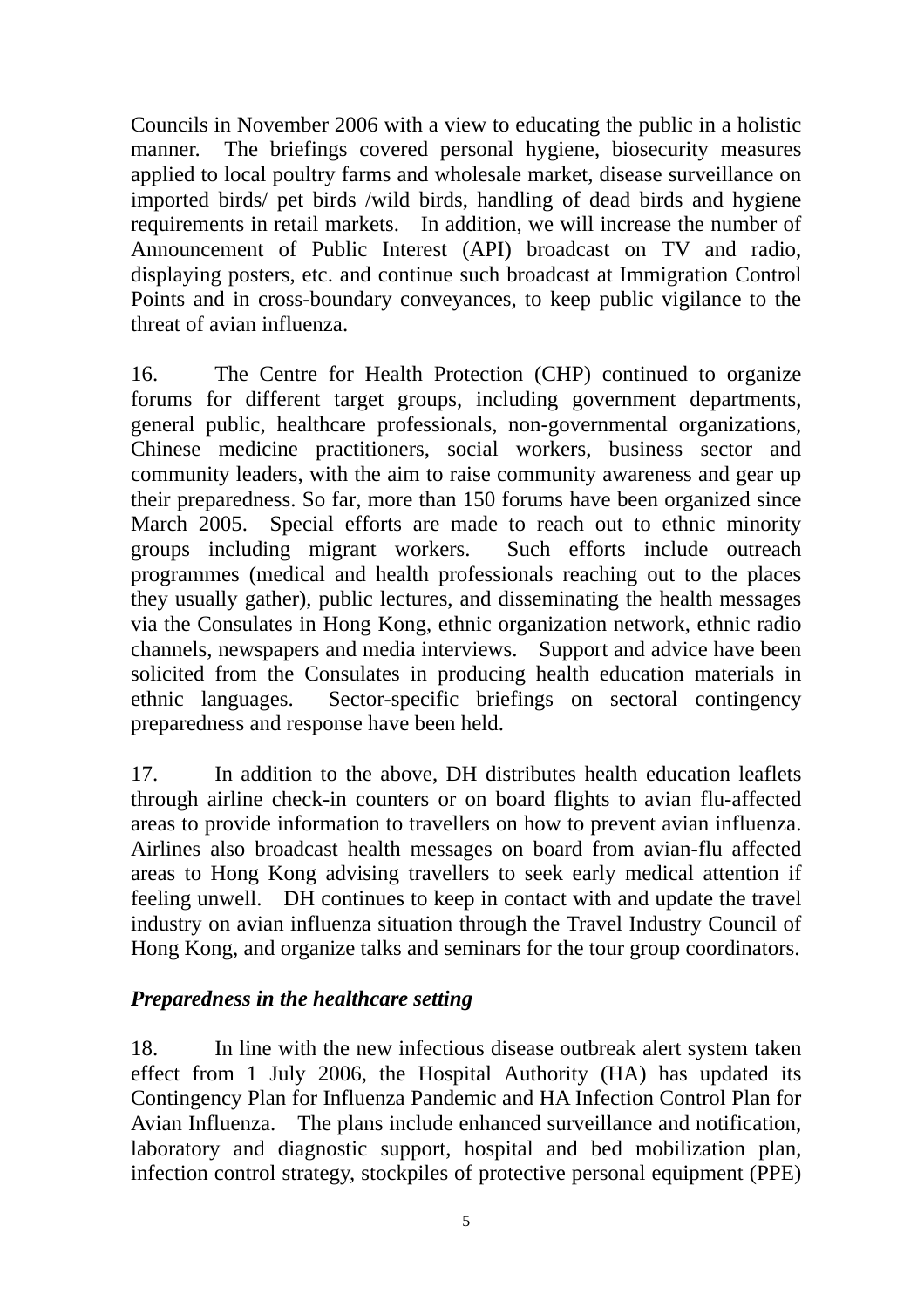Councils in November 2006 with a view to educating the public in a holistic manner. The briefings covered personal hygiene, biosecurity measures applied to local poultry farms and wholesale market, disease surveillance on imported birds/ pet birds /wild birds, handling of dead birds and hygiene requirements in retail markets. In addition, we will increase the number of Announcement of Public Interest (API) broadcast on TV and radio, displaying posters, etc. and continue such broadcast at Immigration Control Points and in cross-boundary conveyances, to keep public vigilance to the threat of avian influenza.

16. The Centre for Health Protection (CHP) continued to organize forums for different target groups, including government departments, general public, healthcare professionals, non-governmental organizations, Chinese medicine practitioners, social workers, business sector and community leaders, with the aim to raise community awareness and gear up their preparedness. So far, more than 150 forums have been organized since March 2005. Special efforts are made to reach out to ethnic minority groups including migrant workers. Such efforts include outreach programmes (medical and health professionals reaching out to the places they usually gather), public lectures, and disseminating the health messages via the Consulates in Hong Kong, ethnic organization network, ethnic radio channels, newspapers and media interviews. Support and advice have been solicited from the Consulates in producing health education materials in ethnic languages. Sector-specific briefings on sectoral contingency preparedness and response have been held.

17. In addition to the above, DH distributes health education leaflets through airline check-in counters or on board flights to avian flu-affected areas to provide information to travellers on how to prevent avian influenza. Airlines also broadcast health messages on board from avian-flu affected areas to Hong Kong advising travellers to seek early medical attention if feeling unwell. DH continues to keep in contact with and update the travel industry on avian influenza situation through the Travel Industry Council of Hong Kong, and organize talks and seminars for the tour group coordinators.

***Preparedness in the healthcare setting***

18. In line with the new infectious disease outbreak alert system taken effect from 1 July 2006, the Hospital Authority (HA) has updated its Contingency Plan for Influenza Pandemic and HA Infection Control Plan for Avian Influenza. The plans include enhanced surveillance and notification, laboratory and diagnostic support, hospital and bed mobilization plan, infection control strategy, stockpiles of protective personal equipment (PPE)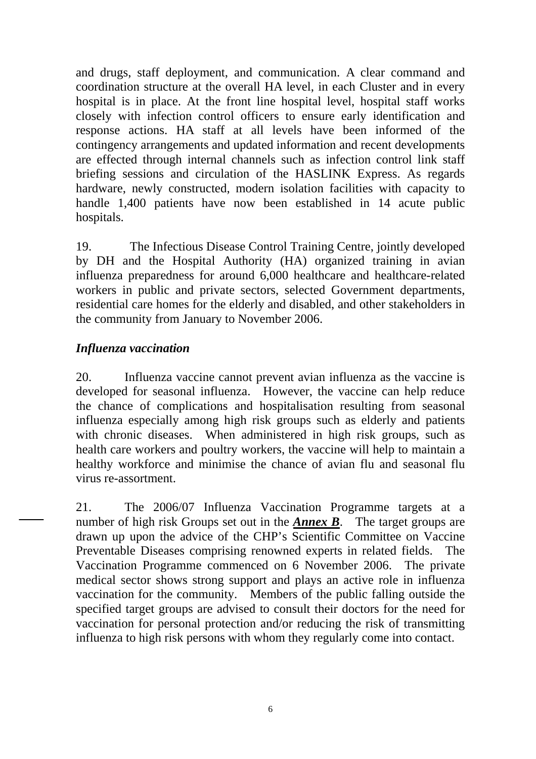and drugs, staff deployment, and communication. A clear command and coordination structure at the overall HA level, in each Cluster and in every hospital is in place. At the front line hospital level, hospital staff works closely with infection control officers to ensure early identification and response actions. HA staff at all levels have been informed of the contingency arrangements and updated information and recent developments are effected through internal channels such as infection control link staff briefing sessions and circulation of the HASLINK Express. As regards hardware, newly constructed, modern isolation facilities with capacity to handle 1,400 patients have now been established in 14 acute public hospitals.

19. The Infectious Disease Control Training Centre, jointly developed by DH and the Hospital Authority (HA) organized training in avian influenza preparedness for around 6,000 healthcare and healthcare-related workers in public and private sectors, selected Government departments, residential care homes for the elderly and disabled, and other stakeholders in the community from January to November 2006.

### *Influenza vaccination*

20. Influenza vaccine cannot prevent avian influenza as the vaccine is developed for seasonal influenza. However, the vaccine can help reduce the chance of complications and hospitalisation resulting from seasonal influenza especially among high risk groups such as elderly and patients with chronic diseases. When administered in high risk groups, such as health care workers and poultry workers, the vaccine will help to maintain a healthy workforce and minimise the chance of avian flu and seasonal flu virus re-assortment.

21. The 2006/07 Influenza Vaccination Programme targets at a number of high risk Groups set out in the ***Annex B***. The target groups are drawn up upon the advice of the CHP's Scientific Committee on Vaccine Preventable Diseases comprising renowned experts in related fields. The Vaccination Programme commenced on 6 November 2006. The private medical sector shows strong support and plays an active role in influenza vaccination for the community. Members of the public falling outside the specified target groups are advised to consult their doctors for the need for vaccination for personal protection and/or reducing the risk of transmitting influenza to high risk persons with whom they regularly come into contact.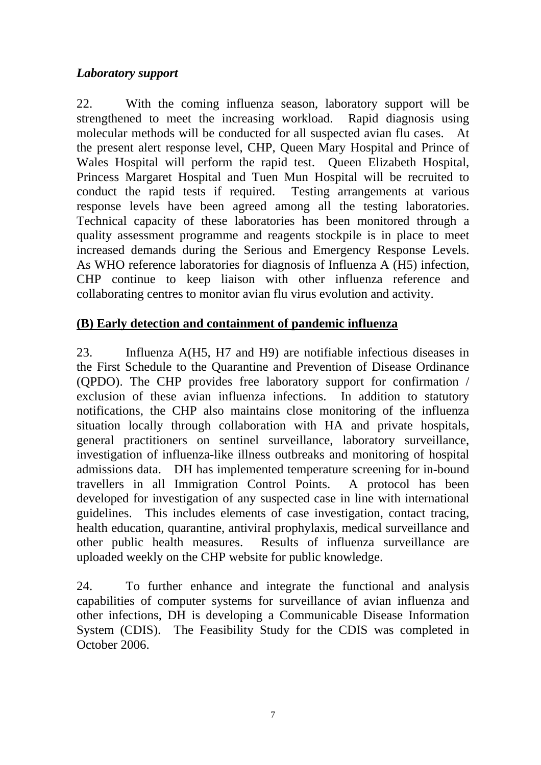*Laboratory support*

22. With the coming influenza season, laboratory support will be strengthened to meet the increasing workload. Rapid diagnosis using molecular methods will be conducted for all suspected avian flu cases. At the present alert response level, CHP, Queen Mary Hospital and Prince of Wales Hospital will perform the rapid test. Queen Elizabeth Hospital, Princess Margaret Hospital and Tuen Mun Hospital will be recruited to conduct the rapid tests if required. Testing arrangements at various response levels have been agreed among all the testing laboratories. Technical capacity of these laboratories has been monitored through a quality assessment programme and reagents stockpile is in place to meet increased demands during the Serious and Emergency Response Levels. As WHO reference laboratories for diagnosis of Influenza A (H5) infection, CHP continue to keep liaison with other influenza reference and collaborating centres to monitor avian flu virus evolution and activity.

**(B) Early detection and containment of pandemic influenza**

23. Influenza A(H5, H7 and H9) are notifiable infectious diseases in the First Schedule to the Quarantine and Prevention of Disease Ordinance (QPDO). The CHP provides free laboratory support for confirmation / exclusion of these avian influenza infections. In addition to statutory notifications, the CHP also maintains close monitoring of the influenza situation locally through collaboration with HA and private hospitals, general practitioners on sentinel surveillance, laboratory surveillance, investigation of influenza-like illness outbreaks and monitoring of hospital admissions data. DH has implemented temperature screening for in-bound travellers in all Immigration Control Points. A protocol has been developed for investigation of any suspected case in line with international guidelines. This includes elements of case investigation, contact tracing, health education, quarantine, antiviral prophylaxis, medical surveillance and other public health measures. Results of influenza surveillance are uploaded weekly on the CHP website for public knowledge.

24. To further enhance and integrate the functional and analysis capabilities of computer systems for surveillance of avian influenza and other infections, DH is developing a Communicable Disease Information System (CDIS). The Feasibility Study for the CDIS was completed in October 2006.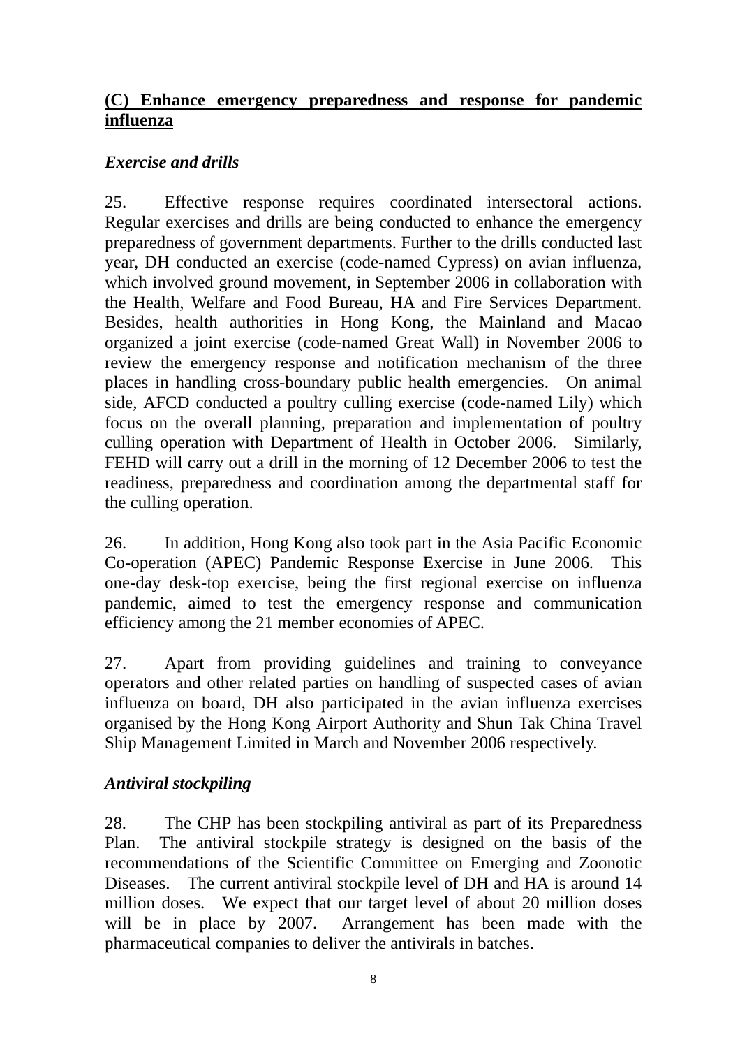**<u>(C) Enhance emergency preparedness and response for pandemic influenza</u>**

### *Exercise and drills*

25. Effective response requires coordinated intersectoral actions. Regular exercises and drills are being conducted to enhance the emergency preparedness of government departments. Further to the drills conducted last year, DH conducted an exercise (code-named Cypress) on avian influenza, which involved ground movement, in September 2006 in collaboration with the Health, Welfare and Food Bureau, HA and Fire Services Department. Besides, health authorities in Hong Kong, the Mainland and Macao organized a joint exercise (code-named Great Wall) in November 2006 to review the emergency response and notification mechanism of the three places in handling cross-boundary public health emergencies. On animal side, AFCD conducted a poultry culling exercise (code-named Lily) which focus on the overall planning, preparation and implementation of poultry culling operation with Department of Health in October 2006. Similarly, FEHD will carry out a drill in the morning of 12 December 2006 to test the readiness, preparedness and coordination among the departmental staff for the culling operation.

26. In addition, Hong Kong also took part in the Asia Pacific Economic Co-operation (APEC) Pandemic Response Exercise in June 2006. This one-day desk-top exercise, being the first regional exercise on influenza pandemic, aimed to test the emergency response and communication efficiency among the 21 member economies of APEC.

27. Apart from providing guidelines and training to conveyance operators and other related parties on handling of suspected cases of avian influenza on board, DH also participated in the avian influenza exercises organised by the Hong Kong Airport Authority and Shun Tak China Travel Ship Management Limited in March and November 2006 respectively.

### *Antiviral stockpiling*

28. The CHP has been stockpiling antiviral as part of its Preparedness Plan. The antiviral stockpile strategy is designed on the basis of the recommendations of the Scientific Committee on Emerging and Zoonotic Diseases. The current antiviral stockpile level of DH and HA is around 14 million doses. We expect that our target level of about 20 million doses will be in place by 2007. Arrangement has been made with the pharmaceutical companies to deliver the antivirals in batches.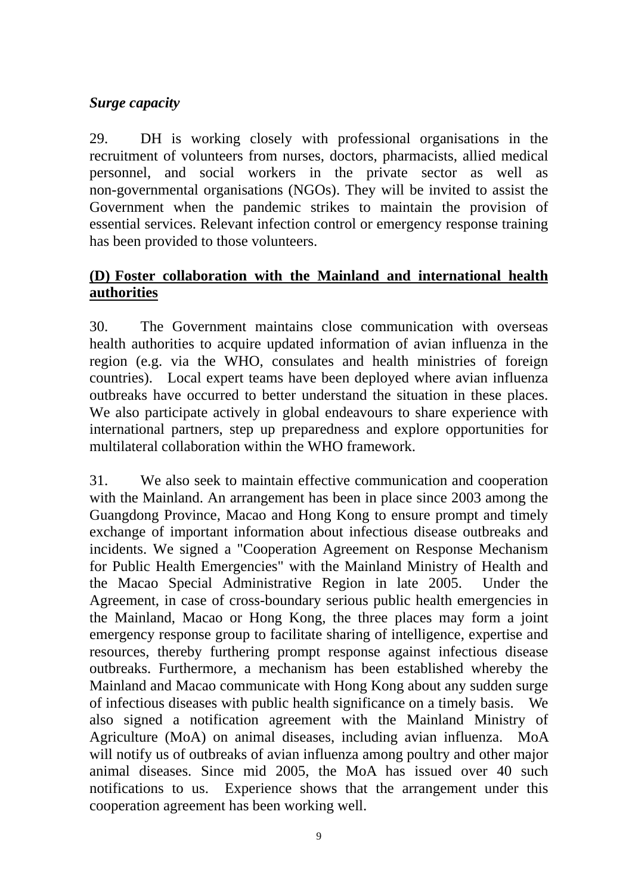*Surge capacity*

29. DH is working closely with professional organisations in the recruitment of volunteers from nurses, doctors, pharmacists, allied medical personnel, and social workers in the private sector as well as non-governmental organisations (NGOs). They will be invited to assist the Government when the pandemic strikes to maintain the provision of essential services. Relevant infection control or emergency response training has been provided to those volunteers.

**(D) Foster collaboration with the Mainland and international health authorities**

30. The Government maintains close communication with overseas health authorities to acquire updated information of avian influenza in the region (e.g. via the WHO, consulates and health ministries of foreign countries). Local expert teams have been deployed where avian influenza outbreaks have occurred to better understand the situation in these places. We also participate actively in global endeavours to share experience with international partners, step up preparedness and explore opportunities for multilateral collaboration within the WHO framework.

31. We also seek to maintain effective communication and cooperation with the Mainland. An arrangement has been in place since 2003 among the Guangdong Province, Macao and Hong Kong to ensure prompt and timely exchange of important information about infectious disease outbreaks and incidents. We signed a "Cooperation Agreement on Response Mechanism for Public Health Emergencies" with the Mainland Ministry of Health and the Macao Special Administrative Region in late 2005. Under the Agreement, in case of cross-boundary serious public health emergencies in the Mainland, Macao or Hong Kong, the three places may form a joint emergency response group to facilitate sharing of intelligence, expertise and resources, thereby furthering prompt response against infectious disease outbreaks. Furthermore, a mechanism has been established whereby the Mainland and Macao communicate with Hong Kong about any sudden surge of infectious diseases with public health significance on a timely basis. We also signed a notification agreement with the Mainland Ministry of Agriculture (MoA) on animal diseases, including avian influenza. MoA will notify us of outbreaks of avian influenza among poultry and other major animal diseases. Since mid 2005, the MoA has issued over 40 such notifications to us. Experience shows that the arrangement under this cooperation agreement has been working well.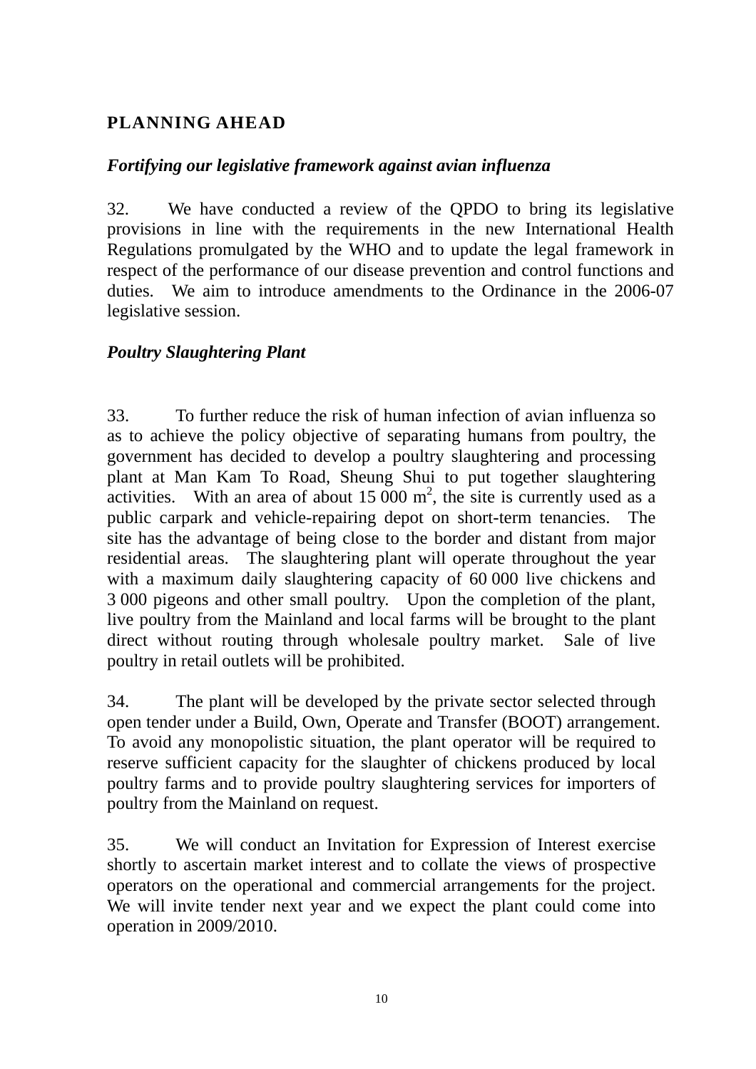## PLANNING AHEAD

### *Fortifying our legislative framework against avian influenza*

32. We have conducted a review of the QPDO to bring its legislative provisions in line with the requirements in the new International Health Regulations promulgated by the WHO and to update the legal framework in respect of the performance of our disease prevention and control functions and duties. We aim to introduce amendments to the Ordinance in the 2006-07 legislative session.

### *Poultry Slaughtering Plant*

33. To further reduce the risk of human infection of avian influenza so as to achieve the policy objective of separating humans from poultry, the government has decided to develop a poultry slaughtering and processing plant at Man Kam To Road, Sheung Shui to put together slaughtering activities. With an area of about 15 000 $m^2$, the site is currently used as a public carpark and vehicle-repairing depot on short-term tenancies. The site has the advantage of being close to the border and distant from major residential areas. The slaughtering plant will operate throughout the year with a maximum daily slaughtering capacity of 60 000 live chickens and 3 000 pigeons and other small poultry. Upon the completion of the plant, live poultry from the Mainland and local farms will be brought to the plant direct without routing through wholesale poultry market. Sale of live poultry in retail outlets will be prohibited.

34. The plant will be developed by the private sector selected through open tender under a Build, Own, Operate and Transfer (BOOT) arrangement. To avoid any monopolistic situation, the plant operator will be required to reserve sufficient capacity for the slaughter of chickens produced by local poultry farms and to provide poultry slaughtering services for importers of poultry from the Mainland on request.

35. We will conduct an Invitation for Expression of Interest exercise shortly to ascertain market interest and to collate the views of prospective operators on the operational and commercial arrangements for the project. We will invite tender next year and we expect the plant could come into operation in 2009/2010.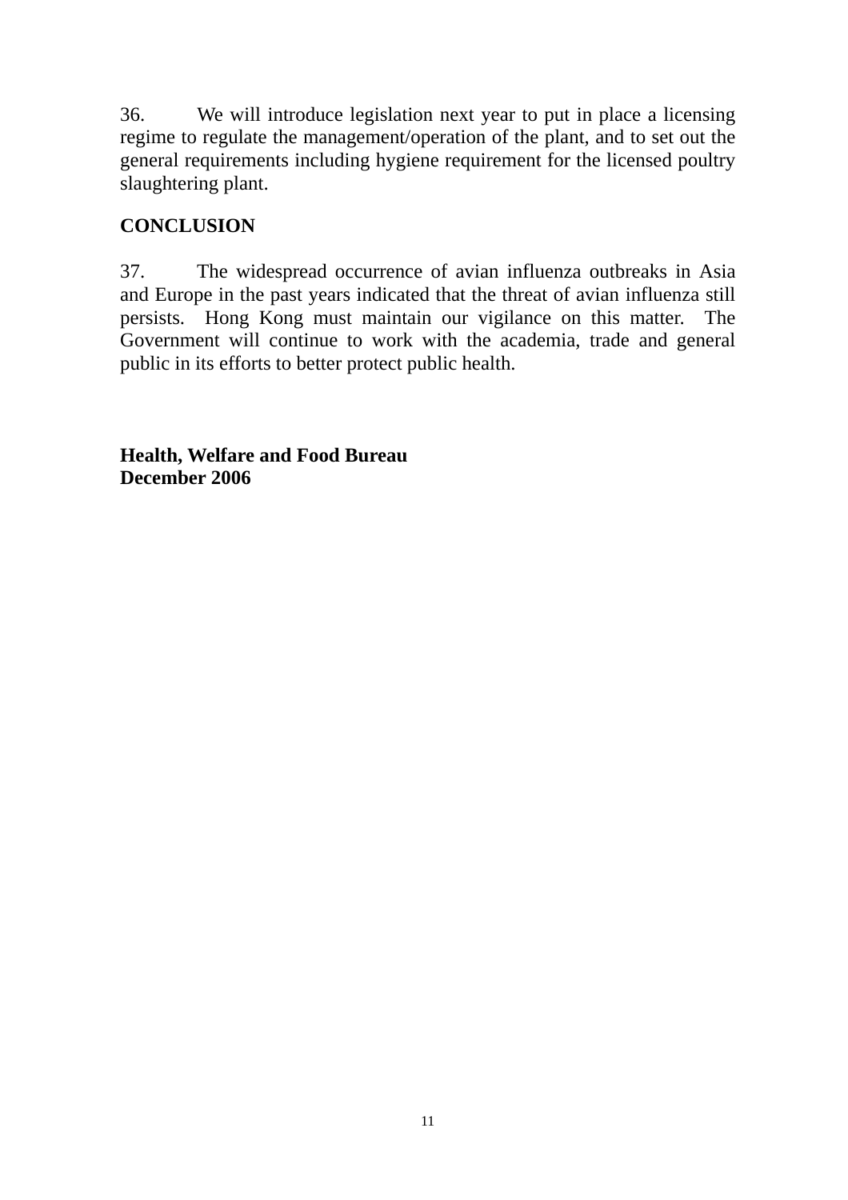36. We will introduce legislation next year to put in place a licensing regime to regulate the management/operation of the plant, and to set out the general requirements including hygiene requirement for the licensed poultry slaughtering plant.

## CONCLUSION

37. The widespread occurrence of avian influenza outbreaks in Asia and Europe in the past years indicated that the threat of avian influenza still persists. Hong Kong must maintain our vigilance on this matter. The Government will continue to work with the academia, trade and general public in its efforts to better protect public health.

**Health, Welfare and Food Bureau**
**December 2006**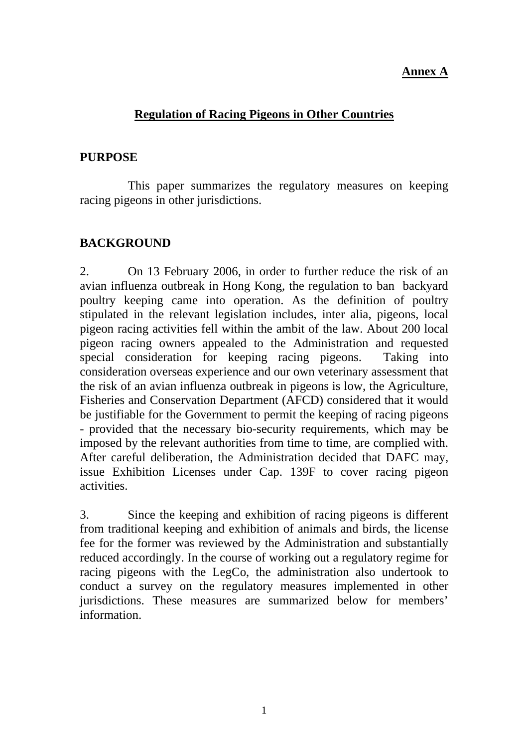**Annex A**

## Regulation of Racing Pigeons in Other Countries

### PURPOSE

This paper summarizes the regulatory measures on keeping racing pigeons in other jurisdictions.

### BACKGROUND

2. On 13 February 2006, in order to further reduce the risk of an avian influenza outbreak in Hong Kong, the regulation to ban backyard poultry keeping came into operation. As the definition of poultry stipulated in the relevant legislation includes, inter alia, pigeons, local pigeon racing activities fell within the ambit of the law. About 200 local pigeon racing owners appealed to the Administration and requested special consideration for keeping racing pigeons. Taking into consideration overseas experience and our own veterinary assessment that the risk of an avian influenza outbreak in pigeons is low, the Agriculture, Fisheries and Conservation Department (AFCD) considered that it would be justifiable for the Government to permit the keeping of racing pigeons - provided that the necessary bio-security requirements, which may be imposed by the relevant authorities from time to time, are complied with. After careful deliberation, the Administration decided that DAFC may, issue Exhibition Licenses under Cap. 139F to cover racing pigeon activities.

3. Since the keeping and exhibition of racing pigeons is different from traditional keeping and exhibition of animals and birds, the license fee for the former was reviewed by the Administration and substantially reduced accordingly. In the course of working out a regulatory regime for racing pigeons with the LegCo, the administration also undertook to conduct a survey on the regulatory measures implemented in other jurisdictions. These measures are summarized below for members' information.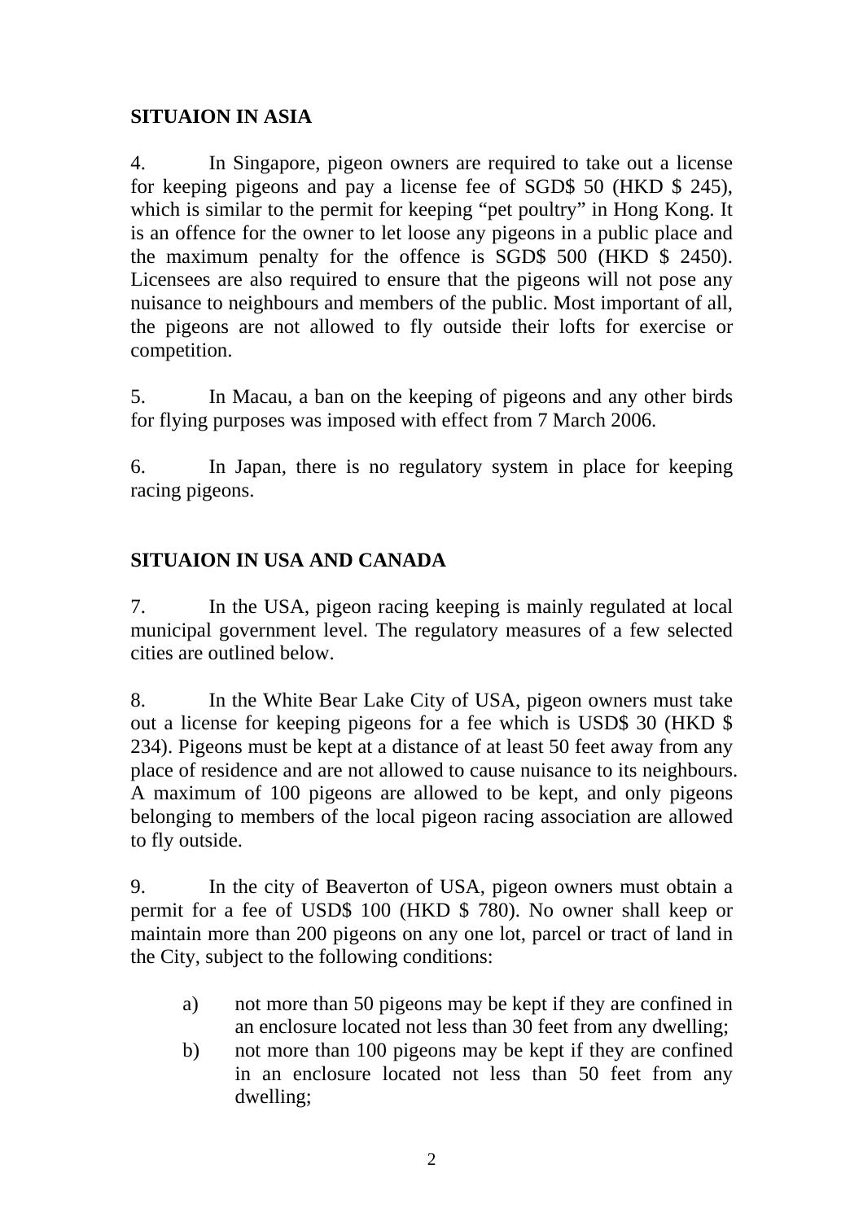## SITUAION IN ASIA

4. In Singapore, pigeon owners are required to take out a license for keeping pigeons and pay a license fee of SGD$ 50 (HKD $ 245), which is similar to the permit for keeping "pet poultry" in Hong Kong. It is an offence for the owner to let loose any pigeons in a public place and the maximum penalty for the offence is SGD$ 500 (HKD $ 2450). Licensees are also required to ensure that the pigeons will not pose any nuisance to neighbours and members of the public. Most important of all, the pigeons are not allowed to fly outside their lofts for exercise or competition.

5. In Macau, a ban on the keeping of pigeons and any other birds for flying purposes was imposed with effect from 7 March 2006.

6. In Japan, there is no regulatory system in place for keeping racing pigeons.

## SITUAION IN USA AND CANADA

7. In the USA, pigeon racing keeping is mainly regulated at local municipal government level. The regulatory measures of a few selected cities are outlined below.

8. In the White Bear Lake City of USA, pigeon owners must take out a license for keeping pigeons for a fee which is USD$ 30 (HKD $ 234). Pigeons must be kept at a distance of at least 50 feet away from any place of residence and are not allowed to cause nuisance to its neighbours. A maximum of 100 pigeons are allowed to be kept, and only pigeons belonging to members of the local pigeon racing association are allowed to fly outside.

9. In the city of Beaverton of USA, pigeon owners must obtain a permit for a fee of USD$ 100 (HKD $ 780). No owner shall keep or maintain more than 200 pigeons on any one lot, parcel or tract of land in the City, subject to the following conditions:

a) not more than 50 pigeons may be kept if they are confined in an enclosure located not less than 30 feet from any dwelling;
b) not more than 100 pigeons may be kept if they are confined in an enclosure located not less than 50 feet from any dwelling;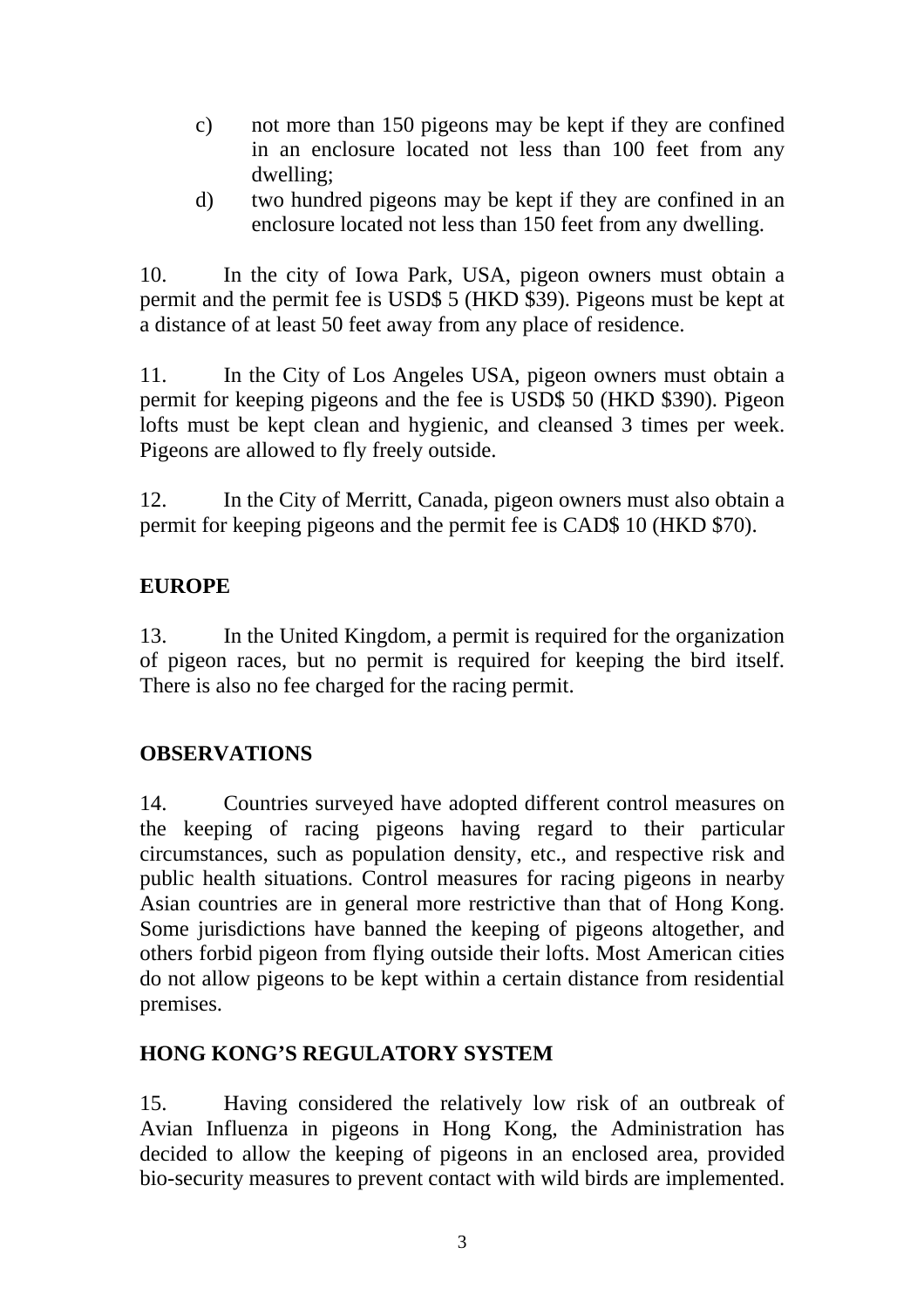c) not more than 150 pigeons may be kept if they are confined in an enclosure located not less than 100 feet from any dwelling;

d) two hundred pigeons may be kept if they are confined in an enclosure located not less than 150 feet from any dwelling.

10. In the city of Iowa Park, USA, pigeon owners must obtain a permit and the permit fee is USD$ 5 (HKD $39). Pigeons must be kept at a distance of at least 50 feet away from any place of residence.

11. In the City of Los Angeles USA, pigeon owners must obtain a permit for keeping pigeons and the fee is USD$ 50 (HKD $390). Pigeon lofts must be kept clean and hygienic, and cleansed 3 times per week. Pigeons are allowed to fly freely outside.

12. In the City of Merritt, Canada, pigeon owners must also obtain a permit for keeping pigeons and the permit fee is CAD$ 10 (HKD $70).

**EUROPE**

13. In the United Kingdom, a permit is required for the organization of pigeon races, but no permit is required for keeping the bird itself. There is also no fee charged for the racing permit.

**OBSERVATIONS**

14. Countries surveyed have adopted different control measures on the keeping of racing pigeons having regard to their particular circumstances, such as population density, etc., and respective risk and public health situations. Control measures for racing pigeons in nearby Asian countries are in general more restrictive than that of Hong Kong. Some jurisdictions have banned the keeping of pigeons altogether, and others forbid pigeon from flying outside their lofts. Most American cities do not allow pigeons to be kept within a certain distance from residential premises.

**HONG KONG'S REGULATORY SYSTEM**

15. Having considered the relatively low risk of an outbreak of Avian Influenza in pigeons in Hong Kong, the Administration has decided to allow the keeping of pigeons in an enclosed area, provided bio-security measures to prevent contact with wild birds are implemented.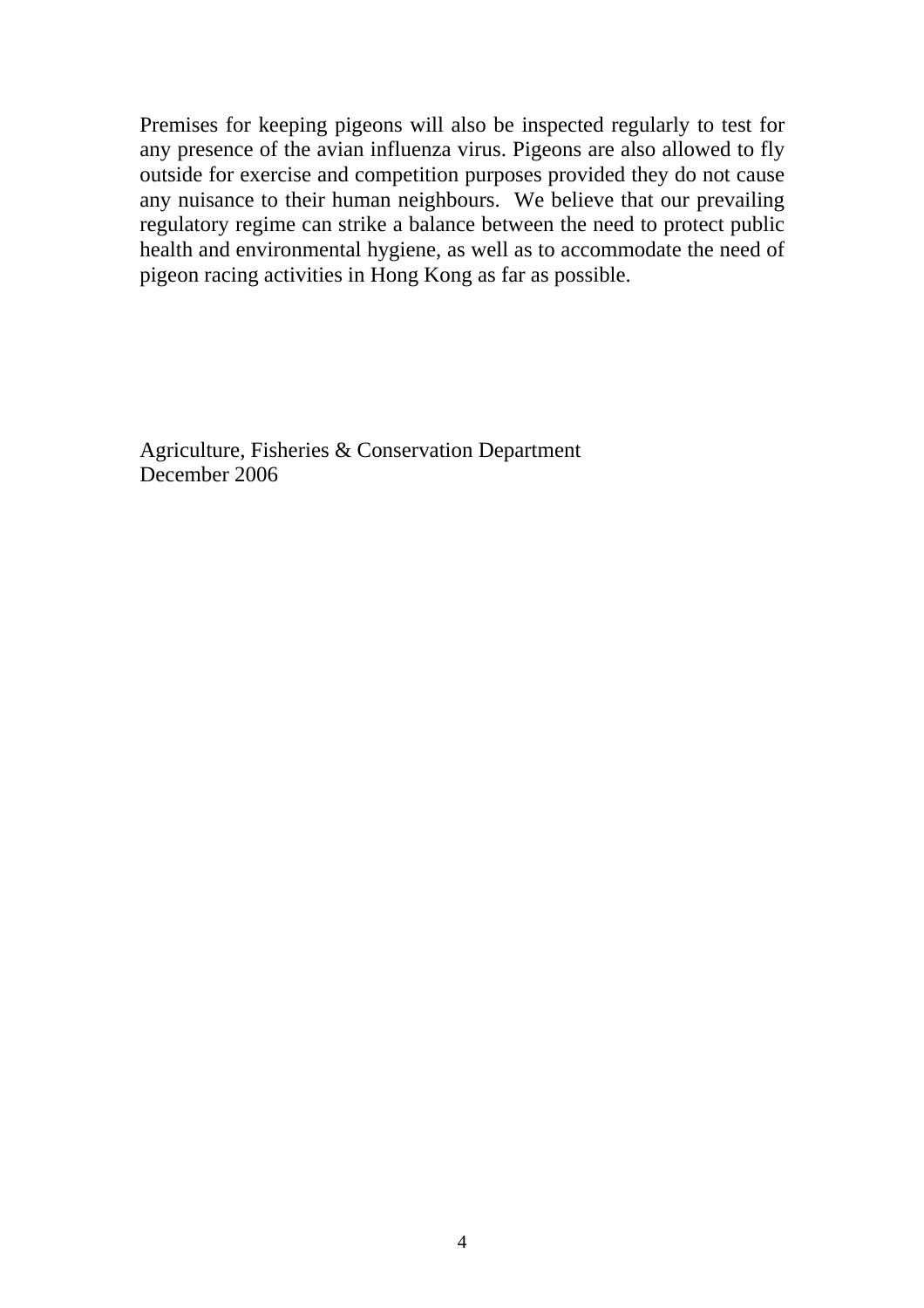Premises for keeping pigeons will also be inspected regularly to test for any presence of the avian influenza virus. Pigeons are also allowed to fly outside for exercise and competition purposes provided they do not cause any nuisance to their human neighbours. We believe that our prevailing regulatory regime can strike a balance between the need to protect public health and environmental hygiene, as well as to accommodate the need of pigeon racing activities in Hong Kong as far as possible.

Agriculture, Fisheries & Conservation Department
December 2006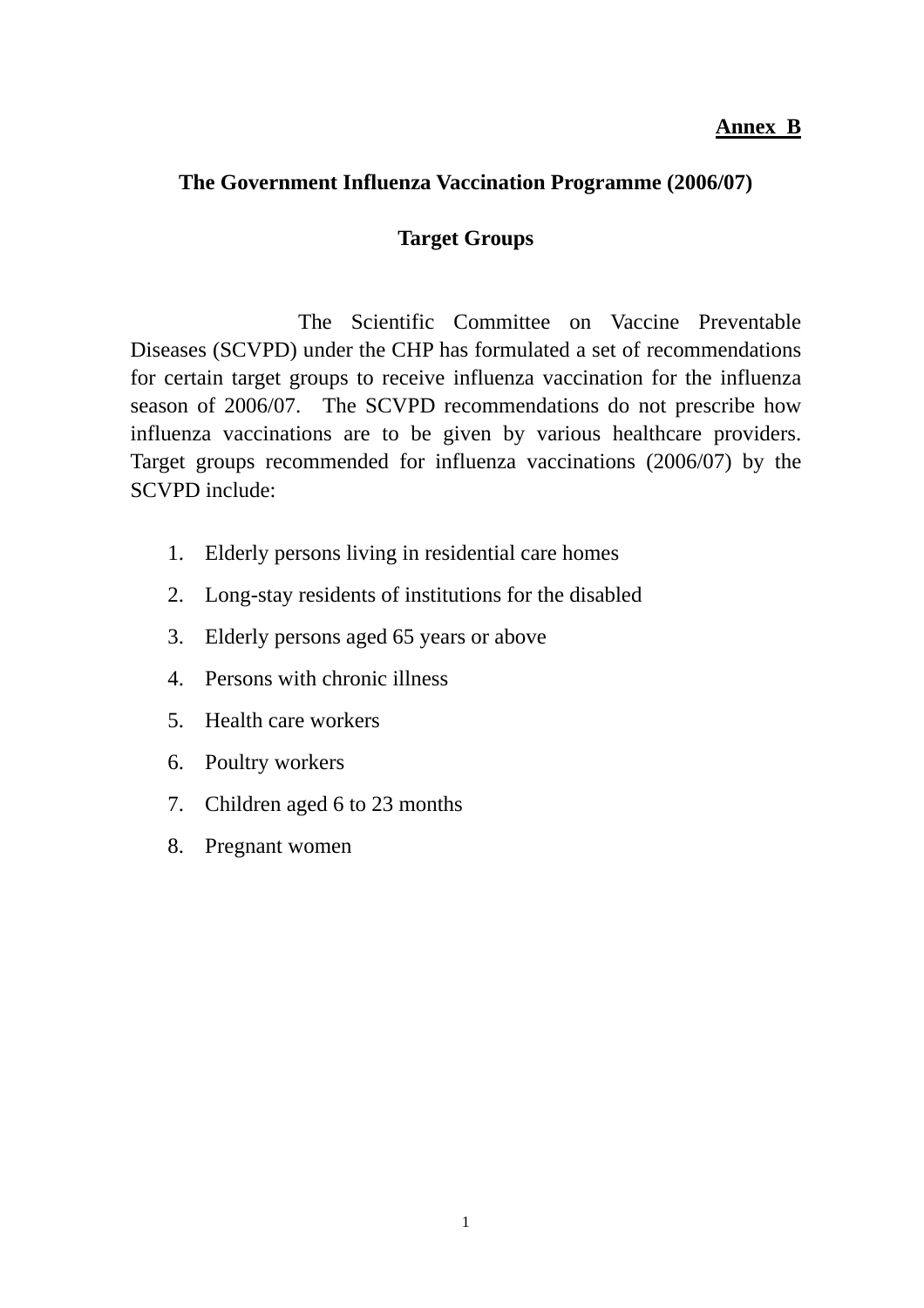**Annex B**

# The Government Influenza Vaccination Programme (2006/07)

## Target Groups

The Scientific Committee on Vaccine Preventable Diseases (SCVPD) under the CHP has formulated a set of recommendations for certain target groups to receive influenza vaccination for the influenza season of 2006/07. The SCVPD recommendations do not prescribe how influenza vaccinations are to be given by various healthcare providers. Target groups recommended for influenza vaccinations (2006/07) by the SCVPD include:

1. Elderly persons living in residential care homes
2. Long-stay residents of institutions for the disabled
3. Elderly persons aged 65 years or above
4. Persons with chronic illness
5. Health care workers
6. Poultry workers
7. Children aged 6 to 23 months
8. Pregnant women